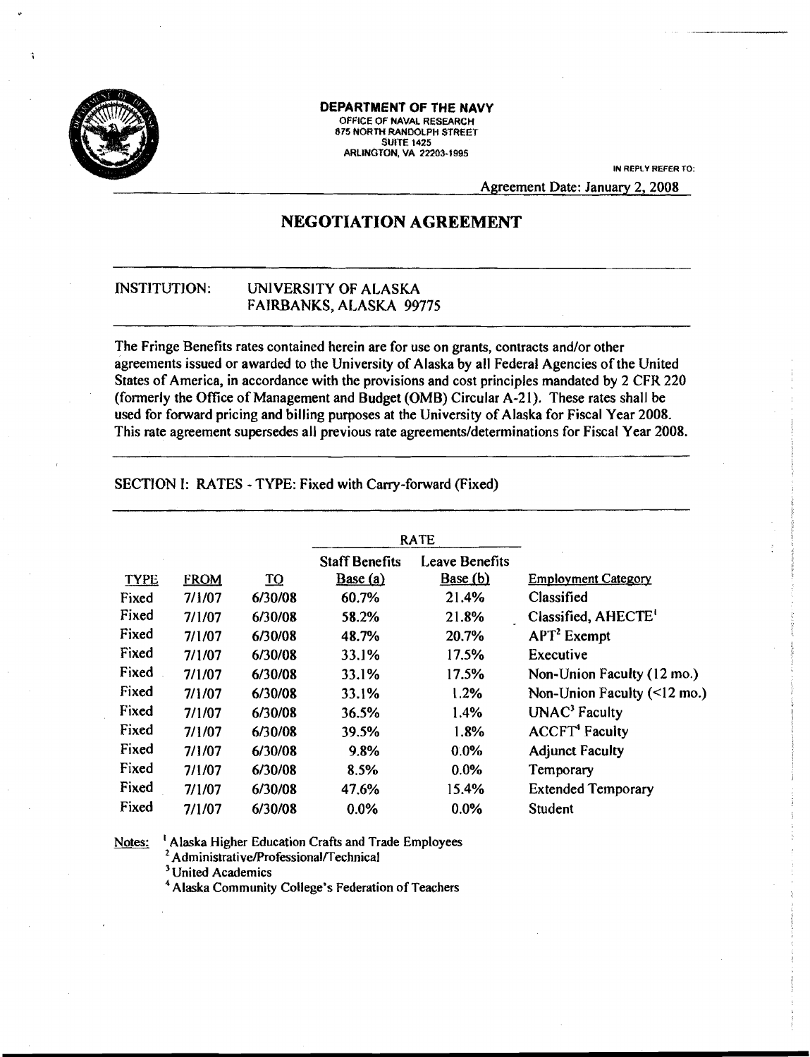**DEPARTMENT OF THE NAVY**
OFFICE OF NAVAL RESEARCH
875 NORTH RANDOLPH STREET
SUITE 1425
ARLINGTON, VA 22203-1995

IN REPLY REFER TO:

Agreement Date: January 2, 2008

# NEGOTIATION AGREEMENT

INSTITUTION: UNIVERSITY OF ALASKA
FAIRBANKS, ALASKA 99775

The Fringe Benefits rates contained herein are for use on grants, contracts and/or other agreements issued or awarded to the University of Alaska by all Federal Agencies of the United States of America, in accordance with the provisions and cost principles mandated by 2 CFR 220 (formerly the Office of Management and Budget (OMB) Circular A-21). These rates shall be used for forward pricing and billing purposes at the University of Alaska for Fiscal Year 2008. This rate agreement supersedes all previous rate agreements/determinations for Fiscal Year 2008.

SECTION I: RATES - TYPE: Fixed with Carry-forward (Fixed)

| | | | RATE | | |
|---|---|---|---|---|---|
| TYPE | FROM | TO | Staff Benefits Base (a) | Leave Benefits Base (b) | Employment Category |
| Fixed | 7/1/07 | 6/30/08 | 60.7% | 21.4% | Classified |
| Fixed | 7/1/07 | 6/30/08 | 58.2% | 21.8% | Classified, AHECTE[1] |
| Fixed | 7/1/07 | 6/30/08 | 48.7% | 20.7% | APT[2] Exempt |
| Fixed | 7/1/07 | 6/30/08 | 33.1% | 17.5% | Executive |
| Fixed | 7/1/07 | 6/30/08 | 33.1% | 17.5% | Non-Union Faculty (12 mo.) |
| Fixed | 7/1/07 | 6/30/08 | 33.1% | 1.2% | Non-Union Faculty (<12 mo.) |
| Fixed | 7/1/07 | 6/30/08 | 36.5% | 1.4% | UNAC[3] Faculty |
| Fixed | 7/1/07 | 6/30/08 | 39.5% | 1.8% | ACCFT[4] Faculty |
| Fixed | 7/1/07 | 6/30/08 | 9.8% | 0.0% | Adjunct Faculty |
| Fixed | 7/1/07 | 6/30/08 | 8.5% | 0.0% | Temporary |
| Fixed | 7/1/07 | 6/30/08 | 47.6% | 15.4% | Extended Temporary |
| Fixed | 7/1/07 | 6/30/08 | 0.0% | 0.0% | Student |

Notes:
[1] Alaska Higher Education Crafts and Trade Employees
[2] Administrative/Professional/Technical
[3] United Academics
[4] Alaska Community College's Federation of Teachers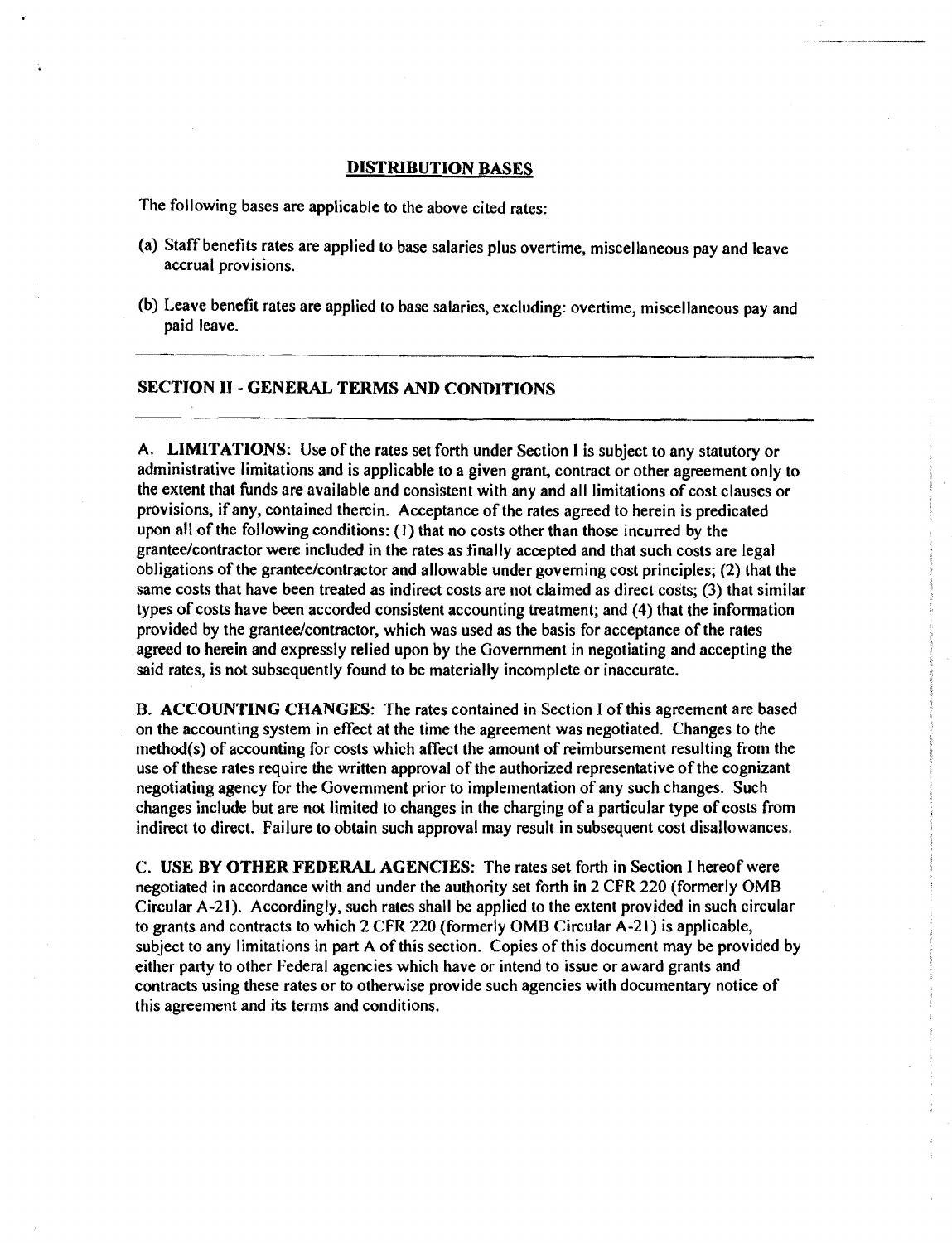## DISTRIBUTION BASES

The following bases are applicable to the above cited rates:

(a) Staff benefits rates are applied to base salaries plus overtime, miscellaneous pay and leave accrual provisions.

(b) Leave benefit rates are applied to base salaries, excluding: overtime, miscellaneous pay and paid leave.

---

## SECTION II - GENERAL TERMS AND CONDITIONS

---

A. **LIMITATIONS:** Use of the rates set forth under Section I is subject to any statutory or administrative limitations and is applicable to a given grant, contract or other agreement only to the extent that funds are available and consistent with any and all limitations of cost clauses or provisions, if any, contained therein. Acceptance of the rates agreed to herein is predicated upon all of the following conditions: (1) that no costs other than those incurred by the grantee/contractor were included in the rates as finally accepted and that such costs are legal obligations of the grantee/contractor and allowable under governing cost principles; (2) that the same costs that have been treated as indirect costs are not claimed as direct costs; (3) that similar types of costs have been accorded consistent accounting treatment; and (4) that the information provided by the grantee/contractor, which was used as the basis for acceptance of the rates agreed to herein and expressly relied upon by the Government in negotiating and accepting the said rates, is not subsequently found to be materially incomplete or inaccurate.

B. **ACCOUNTING CHANGES:** The rates contained in Section I of this agreement are based on the accounting system in effect at the time the agreement was negotiated. Changes to the method(s) of accounting for costs which affect the amount of reimbursement resulting from the use of these rates require the written approval of the authorized representative of the cognizant negotiating agency for the Government prior to implementation of any such changes. Such changes include but are not limited to changes in the charging of a particular type of costs from indirect to direct. Failure to obtain such approval may result in subsequent cost disallowances.

C. **USE BY OTHER FEDERAL AGENCIES:** The rates set forth in Section I hereof were negotiated in accordance with and under the authority set forth in 2 CFR 220 (formerly OMB Circular A-21). Accordingly, such rates shall be applied to the extent provided in such circular to grants and contracts to which 2 CFR 220 (formerly OMB Circular A-21) is applicable, subject to any limitations in part A of this section. Copies of this document may be provided by either party to other Federal agencies which have or intend to issue or award grants and contracts using these rates or to otherwise provide such agencies with documentary notice of this agreement and its terms and conditions.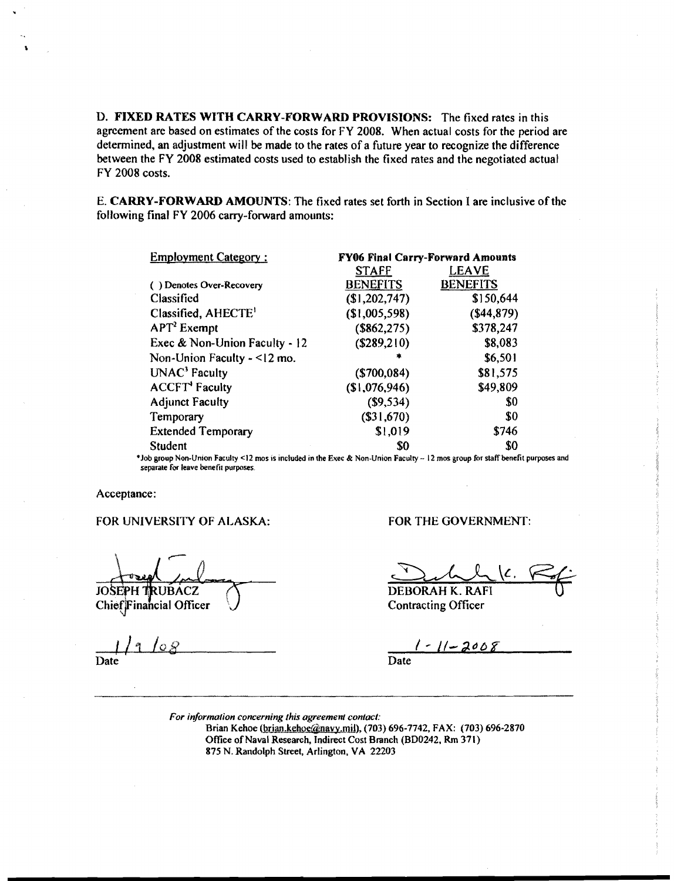**D. FIXED RATES WITH CARRY-FORWARD PROVISIONS:** The fixed rates in this agreement are based on estimates of the costs for FY 2008. When actual costs for the period are determined, an adjustment will be made to the rates of a future year to recognize the difference between the FY 2008 estimated costs used to establish the fixed rates and the negotiated actual FY 2008 costs.

**E. CARRY-FORWARD AMOUNTS:** The fixed rates set forth in Section I are inclusive of the following final FY 2006 carry-forward amounts:

| Employment Category : | FY06 Final Carry-Forward Amounts | |
|---|---|---|
| ( ) Denotes Over-Recovery | STAFF BENEFITS | LEAVE BENEFITS |
| Classified | ($1,202,747) | $150,644 |
| Classified, AHECTE[1] | ($1,005,598) | ($44,879) |
| APT[2] Exempt | ($862,275) | $378,247 |
| Exec & Non-Union Faculty - 12 | ($289,210) | $8,083 |
| Non-Union Faculty - <12 mo. | * | $6,501 |
| UNAC[3] Faculty | ($700,084) | $81,575 |
| ACCFT[4] Faculty | ($1,076,946) | $49,809 |
| Adjunct Faculty | ($9,534) | $0 |
| Temporary | ($31,670) | $0 |
| Extended Temporary | $1,019 | $746 |
| Student | $0 | $0 |

*Job group Non-Union Faculty <12 mos is included in the Exec & Non-Union Faculty – 12 mos group for staff benefit purposes and separate for leave benefit purposes.

Acceptance:

FOR UNIVERSITY OF ALASKA:

JOSEPH TRUBACZ
Chief Financial Officer

1/9/08
Date

FOR THE GOVERNMENT:

DEBORAH K. RAFI
Contracting Officer

1-11-2008
Date

*For information concerning this agreement contact:*
Brian Kehoe (brian.kehoe@navy.mil), (703) 696-7742, FAX: (703) 696-2870
Office of Naval Research, Indirect Cost Branch (BD0242, Rm 371)
875 N. Randolph Street, Arlington, VA 22203